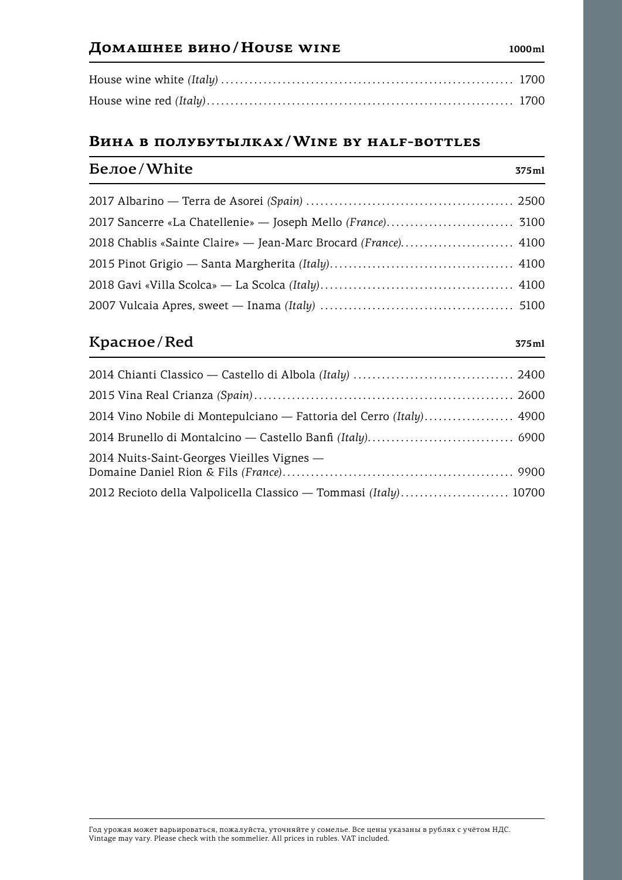## Домашнее вино / House wine

| | 1000ml |
|---|---|
| House wine white *(Italy)* | 1700 |
| House wine red *(Italy)* | 1700 |

## Вина в полубутылках / Wine by half-bottles

### Белое / White

| | 375ml |
|---|---|
| 2017 Albarino — Terra de Asorei *(Spain)* | 2500 |
| 2017 Sancerre «La Chatellenie» — Joseph Mello *(France)* | 3100 |
| 2018 Chablis «Sainte Claire» — Jean-Marc Brocard *(France)* | 4100 |
| 2015 Pinot Grigio — Santa Margherita *(Italy)* | 4100 |
| 2018 Gavi «Villa Scolca» — La Scolca *(Italy)* | 4100 |
| 2007 Vulcaia Apres, sweet — Inama *(Italy)* | 5100 |

### Красное / Red

| | 375ml |
|---|---|
| 2014 Chianti Classico — Castello di Albola *(Italy)* | 2400 |
| 2015 Vina Real Crianza *(Spain)* | 2600 |
| 2014 Vino Nobile di Montepulciano — Fattoria del Cerro *(Italy)* | 4900 |
| 2014 Brunello di Montalcino — Castello Banfi *(Italy)* | 6900 |
| 2014 Nuits-Saint-Georges Vieilles Vignes — Domaine Daniel Rion & Fils *(France)* | 9900 |
| 2012 Recioto della Valpolicella Classico — Tommasi *(Italy)* | 10700 |

Год урожая может варьироваться, пожалуйста, уточняйте у сомелье. Все цены указаны в рублях с учётом НДС.
Vintage may vary. Please check with the sommelier. All prices in rubles. VAT included.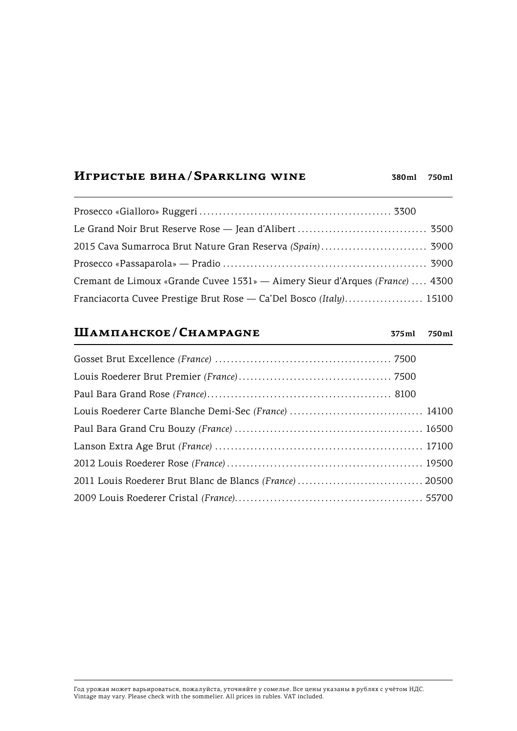## Игристые вина / Sparkling wine

| | 380ml | 750ml |
|---|---|---|
| Prosecco «Gialloro» Ruggeri | 3300 | |
| Le Grand Noir Brut Reserve Rose — Jean d'Alibert | | 3500 |
| 2015 Cava Sumarroca Brut Nature Gran Reserva *(Spain)* | | 3900 |
| Prosecco «Passaparola» — Pradio | | 3900 |
| Cremant de Limoux «Grande Cuvee 1531» — Aimery Sieur d'Arques *(France)* | | 4300 |
| Franciacorta Cuvee Prestige Brut Rose — Ca'Del Bosco *(Italy)* | | 15100 |

## Шампанское / Champagne

| | 375ml | 750ml |
|---|---|---|
| Gosset Brut Excellence *(France)* | 7500 | |
| Louis Roederer Brut Premier *(France)* | 7500 | |
| Paul Bara Grand Rose *(France)* | 8100 | |
| Louis Roederer Carte Blanche Demi-Sec *(France)* | | 14100 |
| Paul Bara Grand Cru Bouzy *(France)* | | 16500 |
| Lanson Extra Age Brut *(France)* | | 17100 |
| 2012 Louis Roederer Rose *(France)* | | 19500 |
| 2011 Louis Roederer Brut Blanc de Blancs *(France)* | | 20500 |
| 2009 Louis Roederer Cristal *(France)* | | 55700 |

Год урожая может варьироваться, пожалуйста, уточняйте у сомелье. Все цены указаны в рублях с учётом НДС.
Vintage may vary. Please check with the sommelier. All prices in rubles. VAT included.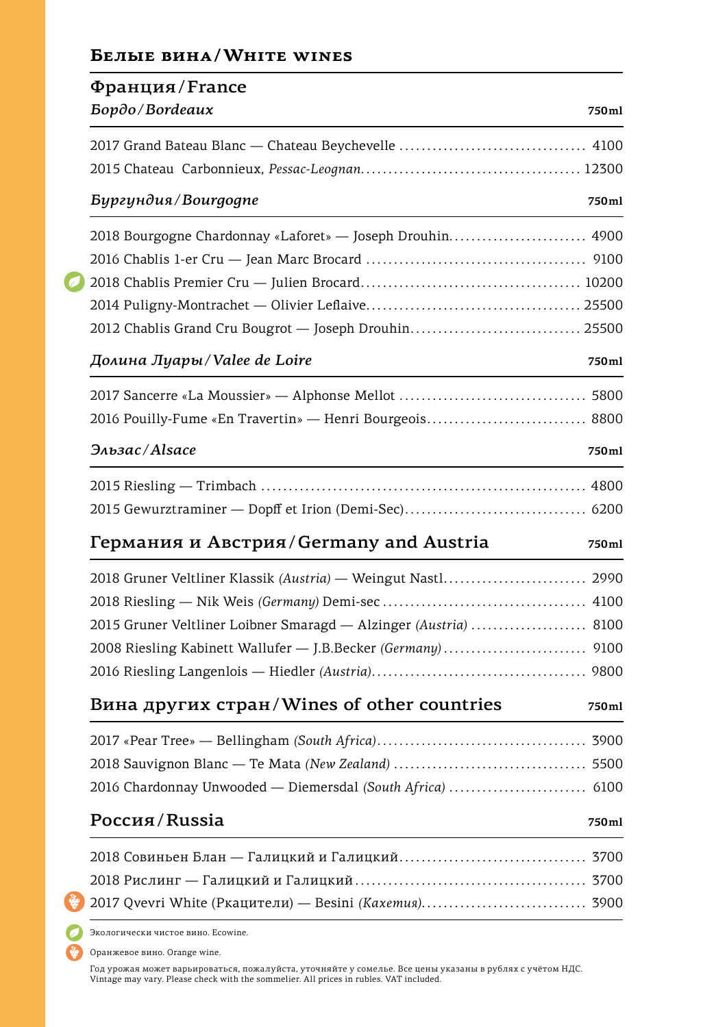# Белые вина / White wines

## Франция / France

### *Бордо / Bordeaux* — 750ml

- 2017 Grand Bateau Blanc — Chateau Beychevelle ........ 4100
- 2015 Chateau Carbonnieux, *Pessac-Leognan* ........ 12300

### *Бургундия / Bourgogne* — 750ml

- 2018 Bourgogne Chardonnay «Laforet» — Joseph Drouhin ........ 4900
- 2016 Chablis 1-er Cru — Jean Marc Brocard ........ 9100
- 🌿 2018 Chablis Premier Cru — Julien Brocard ........ 10200
- 2014 Puligny-Montrachet — Olivier Leflaive ........ 25500
- 2012 Chablis Grand Cru Bougrot — Joseph Drouhin ........ 25500

### *Долина Луары / Valee de Loire* — 750ml

- 2017 Sancerre «La Moussier» — Alphonse Mellot ........ 5800
- 2016 Pouilly-Fume «En Travertin» — Henri Bourgeois ........ 8800

### *Эльзас / Alsace* — 750ml

- 2015 Riesling — Trimbach ........ 4800
- 2015 Gewurztraminer — Dopff et Irion (Demi-Sec) ........ 6200

## Германия и Австрия / Germany and Austria — 750ml

- 2018 Gruner Veltliner Klassik *(Austria)* — Weingut Nastl ........ 2990
- 2018 Riesling — Nik Weis *(Germany)* Demi-sec ........ 4100
- 2015 Gruner Veltliner Loibner Smaragd — Alzinger *(Austria)* ........ 8100
- 2008 Riesling Kabinett Wallufer — J.B.Becker *(Germany)* ........ 9100
- 2016 Riesling Langenlois — Hiedler *(Austria)* ........ 9800

## Вина других стран / Wines of other countries — 750ml

- 2017 «Pear Tree» — Bellingham *(South Africa)* ........ 3900
- 2018 Sauvignon Blanc — Te Mata *(New Zealand)* ........ 5500
- 2016 Chardonnay Unwooded — Diemersdal *(South Africa)* ........ 6100

## Россия / Russia — 750ml

- 2018 Совиньен Блан — Галицкий и Галицкий ........ 3700
- 2018 Рислинг — Галицкий и Галицкий ........ 3700
- 🍇 2017 Qvevri White (Ркацители) — Besini *(Кахетия)* ........ 3900

---

🌿 Экологически чистое вино. Ecowine.

🍇 Оранжевое вино. Orange wine.

Год урожая может варьироваться, пожалуйста, уточняйте у сомелье. Все цены указаны в рублях с учётом НДС.
Vintage may vary. Please check with the sommelier. All prices in rubles. VAT included.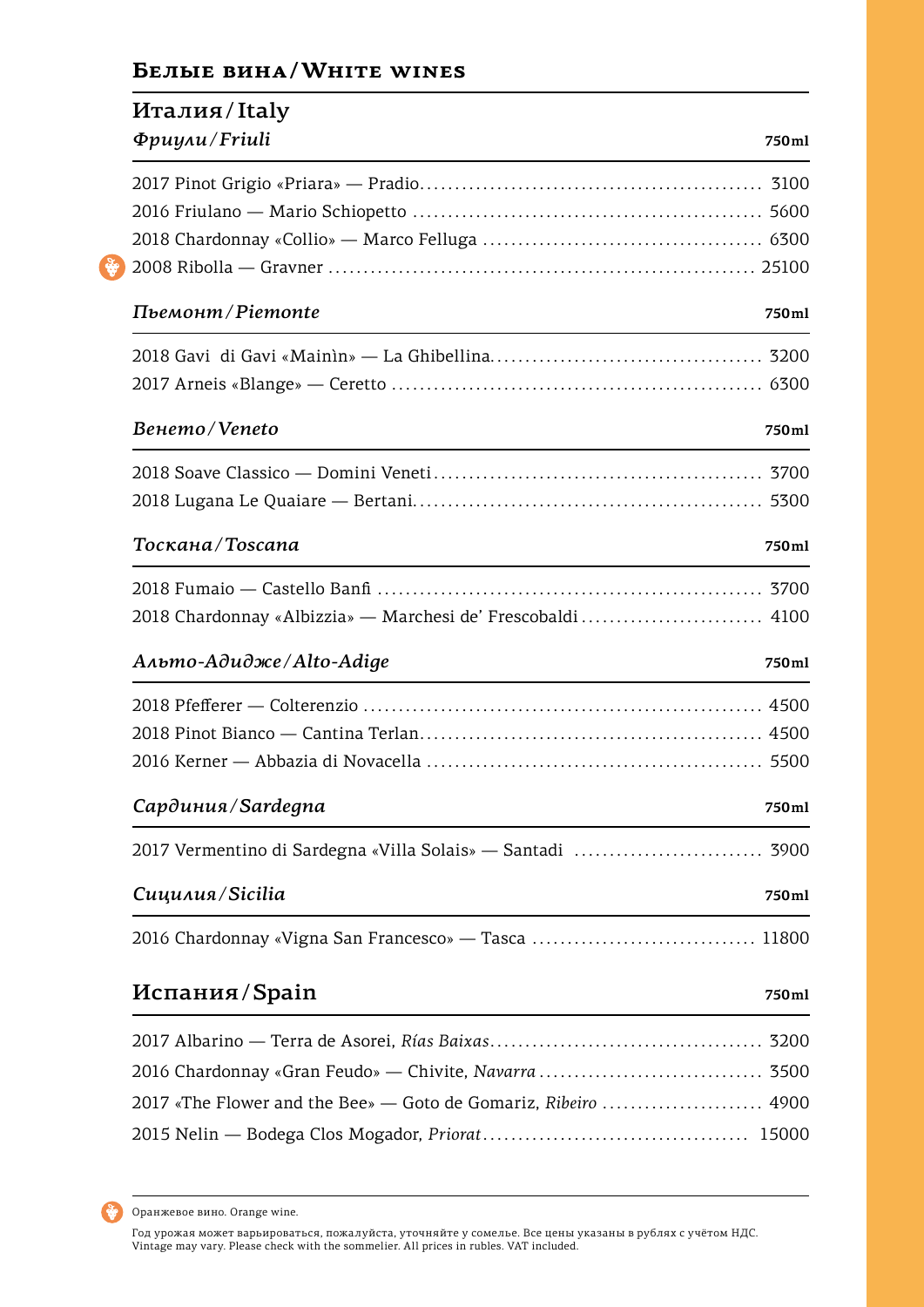## Белые вина / White wines

### Италия / Italy

#### *Фриули / Friuli* — 750ml

| Wine | Price |
|---|---|
| 2017 Pinot Grigio «Priara» — Pradio | 3100 |
| 2016 Friulano — Mario Schiopetto | 5600 |
| 2018 Chardonnay «Collio» — Marco Felluga | 6300 |
| 2008 Ribolla — Gravner (orange wine) | 25100 |

#### *Пьемонт / Piemonte* — 750ml

| Wine | Price |
|---|---|
| 2018 Gavi di Gavi «Mainìn» — La Ghibellina | 3200 |
| 2017 Arneis «Blange» — Ceretto | 6300 |

#### *Венето / Veneto* — 750ml

| Wine | Price |
|---|---|
| 2018 Soave Classico — Domini Veneti | 3700 |
| 2018 Lugana Le Quaiare — Bertani | 5300 |

#### *Тоскана / Toscana* — 750ml

| Wine | Price |
|---|---|
| 2018 Fumaio — Castello Banfi | 3700 |
| 2018 Chardonnay «Albizzia» — Marchesi de' Frescobaldi | 4100 |

#### *Альто-Адидже / Alto-Adige* — 750ml

| Wine | Price |
|---|---|
| 2018 Pfefferer — Colterenzio | 4500 |
| 2018 Pinot Bianco — Cantina Terlan | 4500 |
| 2016 Kerner — Abbazia di Novacella | 5500 |

#### *Сардиния / Sardegna* — 750ml

| Wine | Price |
|---|---|
| 2017 Vermentino di Sardegna «Villa Solais» — Santadi | 3900 |

#### *Сицилия / Sicilia* — 750ml

| Wine | Price |
|---|---|
| 2016 Chardonnay «Vigna San Francesco» — Tasca | 11800 |

### Испания / Spain — 750ml

| Wine | Price |
|---|---|
| 2017 Albarino — Terra de Asorei, *Rías Baixas* | 3200 |
| 2016 Chardonnay «Gran Feudo» — Chivite, *Navarra* | 3500 |
| 2017 «The Flower and the Bee» — Goto de Gomariz, *Ribeiro* | 4900 |
| 2015 Nelin — Bodega Clos Mogador, *Priorat* | 15000 |

Оранжевое вино. Orange wine.

Год урожая может варьироваться, пожалуйста, уточняйте у сомелье. Все цены указаны в рублях с учётом НДС.
Vintage may vary. Please check with the sommelier. All prices in rubles. VAT included.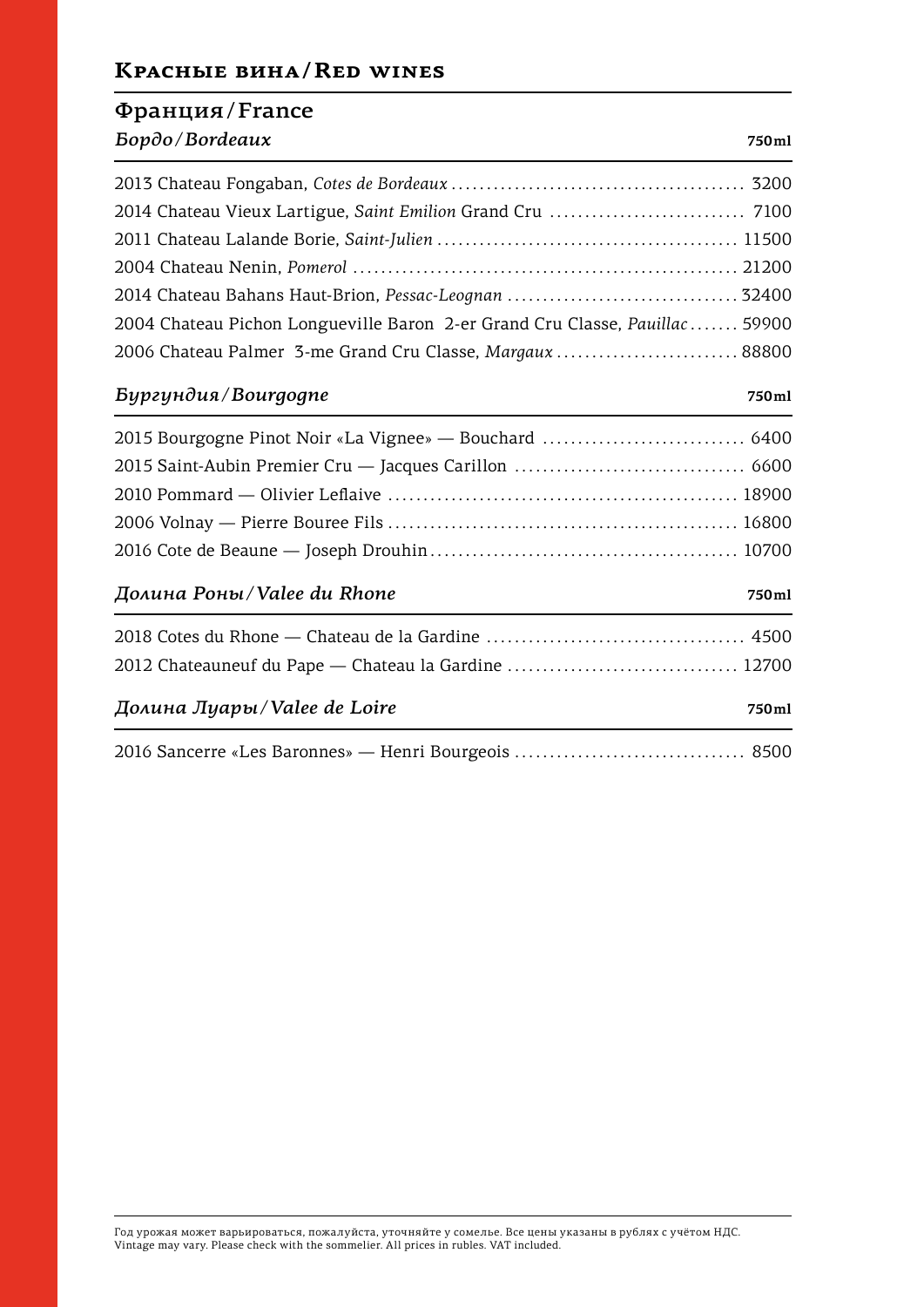## Красные вина / Red wines

### Франция / France

#### *Бордо / Bordeaux* — 750ml

- 2013 Chateau Fongaban, *Cotes de Bordeaux* ........ 3200
- 2014 Chateau Vieux Lartigue, *Saint Emilion* Grand Cru ........ 7100
- 2011 Chateau Lalande Borie, *Saint-Julien* ........ 11500
- 2004 Chateau Nenin, *Pomerol* ........ 21200
- 2014 Chateau Bahans Haut-Brion, *Pessac-Leognan* ........ 32400
- 2004 Chateau Pichon Longueville Baron 2-er Grand Cru Classe, *Pauillac* ........ 59900
- 2006 Chateau Palmer 3-me Grand Cru Classe, *Margaux* ........ 88800

#### *Бургундия / Bourgogne* — 750ml

- 2015 Bourgogne Pinot Noir «La Vignee» — Bouchard ........ 6400
- 2015 Saint-Aubin Premier Cru — Jacques Carillon ........ 6600
- 2010 Pommard — Olivier Leflaive ........ 18900
- 2006 Volnay — Pierre Bouree Fils ........ 16800
- 2016 Cote de Beaune — Joseph Drouhin ........ 10700

#### *Долина Роны / Valee du Rhone* — 750ml

- 2018 Cotes du Rhone — Chateau de la Gardine ........ 4500
- 2012 Chateauneuf du Pape — Chateau la Gardine ........ 12700

#### *Долина Луары / Valee de Loire* — 750ml

- 2016 Sancerre «Les Baronnes» — Henri Bourgeois ........ 8500

---

Год урожая может варьироваться, пожалуйста, уточняйте у сомелье. Все цены указаны в рублях с учётом НДС.
Vintage may vary. Please check with the sommelier. All prices in rubles. VAT included.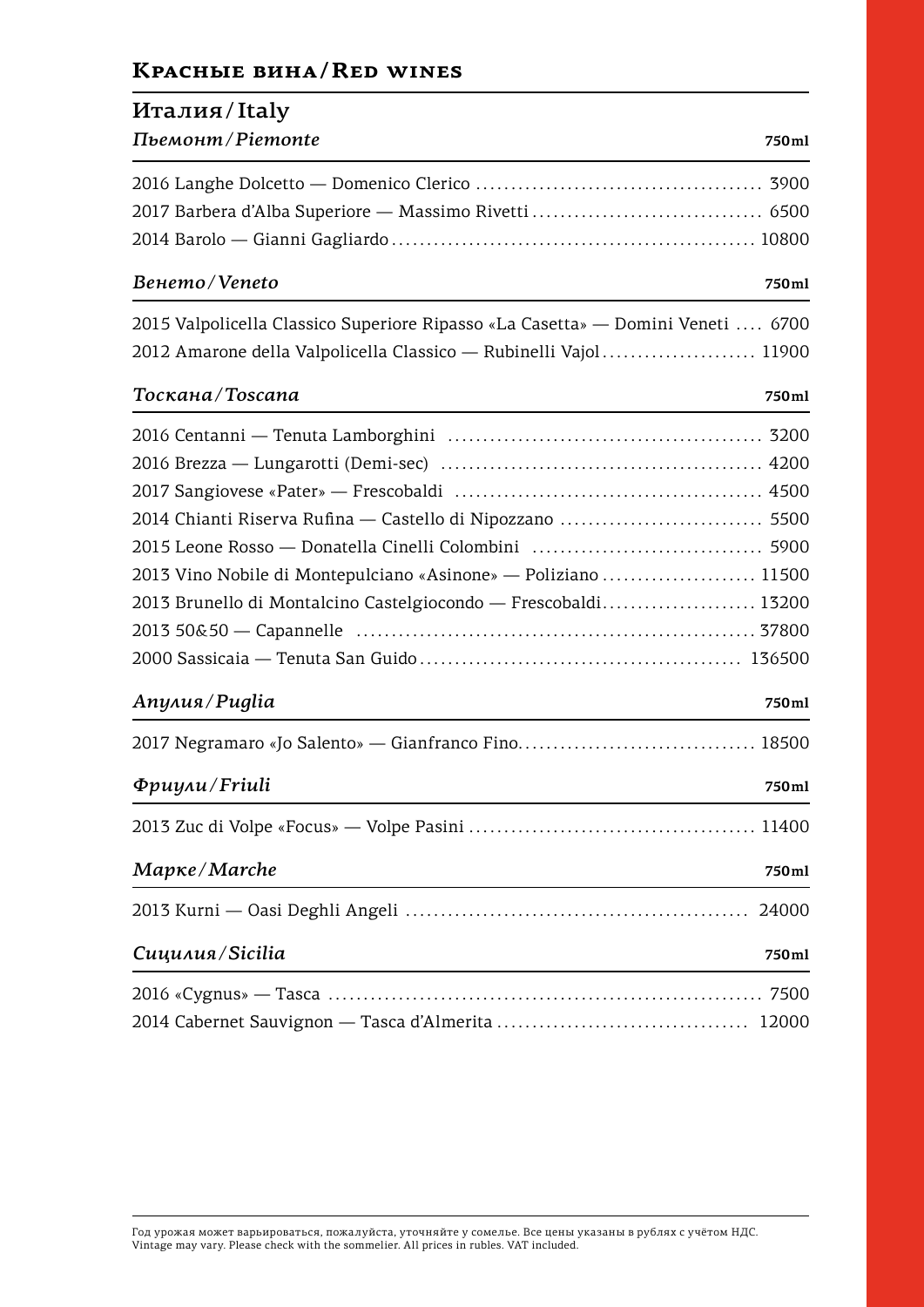# Красные вина/Red wines

## Италия/Italy

### *Пьемонт/Piemonte*

| | 750ml |
|---|---|
| 2016 Langhe Dolcetto — Domenico Clerico | 3900 |
| 2017 Barbera d'Alba Superiore — Massimo Rivetti | 6500 |
| 2014 Barolo — Gianni Gagliardo | 10800 |

### *Венето/Veneto*

| | 750ml |
|---|---|
| 2015 Valpolicella Classico Superiore Ripasso «La Casetta» — Domini Veneti | 6700 |
| 2012 Amarone della Valpolicella Classico — Rubinelli Vajol | 11900 |

### *Тоскана/Toscana*

| | 750ml |
|---|---|
| 2016 Centanni — Tenuta Lamborghini | 3200 |
| 2016 Brezza — Lungarotti (Demi-sec) | 4200 |
| 2017 Sangiovese «Pater» — Frescobaldi | 4500 |
| 2014 Chianti Riserva Rufina — Castello di Nipozzano | 5500 |
| 2015 Leone Rosso — Donatella Cinelli Colombini | 5900 |
| 2013 Vino Nobile di Montepulciano «Asinone» — Poliziano | 11500 |
| 2013 Brunello di Montalcino Castelgiocondo — Frescobaldi | 13200 |
| 2013 50&50 — Capannelle | 37800 |
| 2000 Sassicaia — Tenuta San Guido | 136500 |

### *Апулия/Puglia*

| | 750ml |
|---|---|
| 2017 Negramaro «Jo Salento» — Gianfranco Fino | 18500 |

### *Фриули/Friuli*

| | 750ml |
|---|---|
| 2013 Zuc di Volpe «Focus» — Volpe Pasini | 11400 |

### *Марке/Marche*

| | 750ml |
|---|---|
| 2013 Kurni — Oasi Deghli Angeli | 24000 |

### *Сицилия/Sicilia*

| | 750ml |
|---|---|
| 2016 «Cygnus» — Tasca | 7500 |
| 2014 Cabernet Sauvignon — Tasca d'Almerita | 12000 |

Год урожая может варьироваться, пожалуйста, уточняйте у сомелье. Все цены указаны в рублях с учётом НДС.
Vintage may vary. Please check with the sommelier. All prices in rubles. VAT included.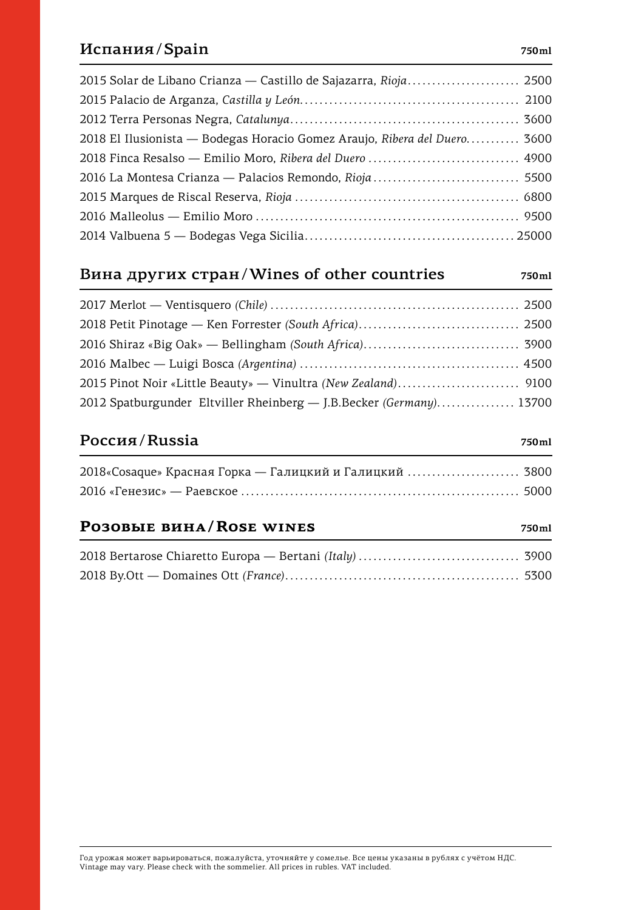## Испания/Spain

**750ml**

2015 Solar de Libano Crianza — Castillo de Sajazarra, *Rioja* ...................... 2500
2015 Palacio de Arganza, *Castilla y León* ............................................. 2100
2012 Terra Personas Negra, *Catalunya* ................................................ 3600
2018 El Ilusionista — Bodegas Horacio Gomez Araujo, *Ribera del Duero* .......... 3600
2018 Finca Resalso — Emilio Moro, *Ribera del Duero* ................................ 4900
2016 La Montesa Crianza — Palacios Remondo, *Rioja* ................................. 5500
2015 Marques de Riscal Reserva, *Rioja* ............................................... 6800
2016 Malleolus — Emilio Moro ....................................................... 9500
2014 Valbuena 5 — Bodegas Vega Sicilia ........................................... 25000

## Вина других стран/Wines of other countries

**750ml**

2017 Merlot — Ventisquero *(Chile)* ................................................... 2500
2018 Petit Pinotage — Ken Forrester *(South Africa)* ................................ 2500
2016 Shiraz «Big Oak» — Bellingham *(South Africa)* ................................. 3900
2016 Malbec — Luigi Bosca *(Argentina)* ............................................. 4500
2015 Pinot Noir «Little Beauty» — Vinultra *(New Zealand)* ......................... 9100
2012 Spatburgunder Eltviller Rheinberg — J.B.Becker *(Germany)* ................ 13700

## Россия/Russia

**750ml**

2018«Cosaque» Красная Горка — Галицкий и Галицкий ...................... 3800
2016 «Генезис» — Раевское ......................................................... 5000

## Розовые вина/Rose wines

**750ml**

2018 Bertarose Chiaretto Europa — Bertani *(Italy)* ................................ 3900
2018 By.Ott — Domaines Ott *(France)* ................................................ 5300

Год урожая может варьироваться, пожалуйста, уточняйте у сомелье. Все цены указаны в рублях с учётом НДС.
Vintage may vary. Please check with the sommelier. All prices in rubles. VAT included.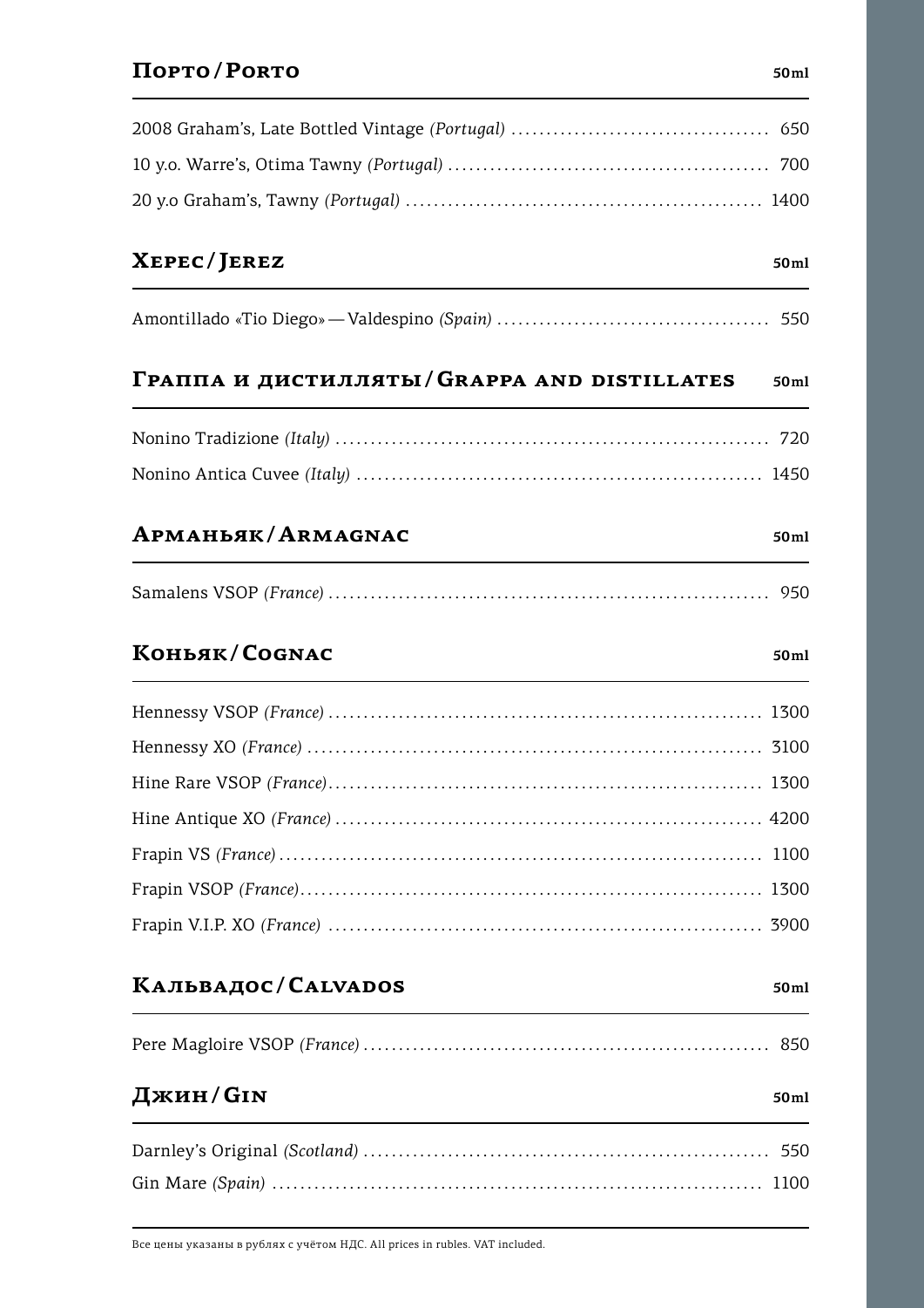## Порто / Porto

**50ml**

| | |
|---|---|
| 2008 Graham's, Late Bottled Vintage *(Portugal)* | 650 |
| 10 y.o. Warre's, Otima Tawny *(Portugal)* | 700 |
| 20 y.o Graham's, Tawny *(Portugal)* | 1400 |

## Херес / Jerez

**50ml**

| | |
|---|---|
| Amontillado «Tio Diego» — Valdespino *(Spain)* | 550 |

## Граппа и дистилляты / Grappa and distillates

**50ml**

| | |
|---|---|
| Nonino Tradizione *(Italy)* | 720 |
| Nonino Antica Cuvee *(Italy)* | 1450 |

## Арманьяк / Armagnac

**50ml**

| | |
|---|---|
| Samalens VSOP *(France)* | 950 |

## Коньяк / Cognac

**50ml**

| | |
|---|---|
| Hennessy VSOP *(France)* | 1300 |
| Hennessy XO *(France)* | 3100 |
| Hine Rare VSOP *(France)* | 1300 |
| Hine Antique XO *(France)* | 4200 |
| Frapin VS *(France)* | 1100 |
| Frapin VSOP *(France)* | 1300 |
| Frapin V.I.P. XO *(France)* | 3900 |

## Кальвадос / Calvados

**50ml**

| | |
|---|---|
| Pere Magloire VSOP *(France)* | 850 |

## Джин / Gin

**50ml**

| | |
|---|---|
| Darnley's Original *(Scotland)* | 550 |
| Gin Mare *(Spain)* | 1100 |

Все цены указаны в рублях с учётом НДС. All prices in rubles. VAT included.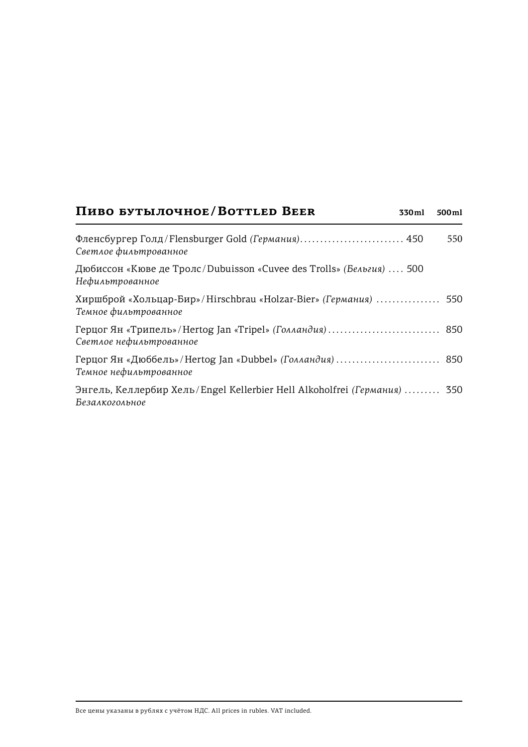## Пиво бутылочное / Bottled Beer

| | 330ml | 500ml |
|---|---|---|
| Фленсбургер Голд / Flensburger Gold *(Германия)*<br>*Светлое фильтрованное* | 450 | 550 |
| Дюбиссон «Кюве де Тролс / Dubuisson «Cuvee des Trolls» *(Бельгия)*<br>*Нефильтрованное* | 500 | |
| Хиршброй «Хольцар-Бир» / Hirschbrau «Holzar-Bier» *(Германия)*<br>*Темное фильтрованное* | | 550 |
| Герцог Ян «Трипель» / Hertog Jan «Tripel» *(Голландия)*<br>*Светлое нефильтрованное* | | 850 |
| Герцог Ян «Дюббель» / Hertog Jan «Dubbel» *(Голландия)*<br>*Темное нефильтрованное* | | 850 |
| Энгель, Келлербир Хель / Engel Kellerbier Hell Alkoholfrei *(Германия)*<br>*Безалкогольное* | | 350 |

Все цены указаны в рублях с учётом НДС. All prices in rubles. VAT included.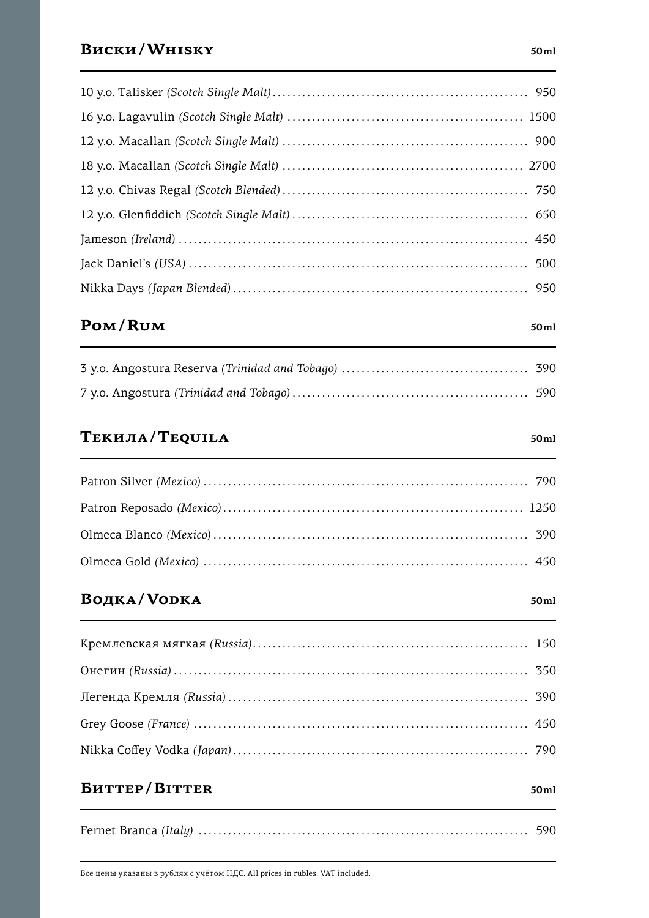## Виски / Whisky

| | 50ml |
|---|---|
| 10 y.o. Talisker *(Scotch Single Malt)* | 950 |
| 16 y.o. Lagavulin *(Scotch Single Malt)* | 1500 |
| 12 y.o. Macallan *(Scotch Single Malt)* | 900 |
| 18 y.o. Macallan *(Scotch Single Malt)* | 2700 |
| 12 y.o. Chivas Regal *(Scotch Blended)* | 750 |
| 12 y.o. Glenfiddich *(Scotch Single Malt)* | 650 |
| Jameson *(Ireland)* | 450 |
| Jack Daniel's *(USA)* | 500 |
| Nikka Days *(Japan Blended)* | 950 |

## Ром / Rum

| | 50ml |
|---|---|
| 3 y.o. Angostura Reserva *(Trinidad and Tobago)* | 390 |
| 7 y.o. Angostura *(Trinidad and Tobago)* | 590 |

## Текила / Tequila

| | 50ml |
|---|---|
| Patron Silver *(Mexico)* | 790 |
| Patron Reposado *(Mexico)* | 1250 |
| Olmeca Blanco *(Mexico)* | 390 |
| Olmeca Gold *(Mexico)* | 450 |

## Водка / Vodka

| | 50ml |
|---|---|
| Кремлевская мягкая *(Russia)* | 150 |
| Онегин *(Russia)* | 350 |
| Легенда Кремля *(Russia)* | 390 |
| Grey Goose *(France)* | 450 |
| Nikka Coffey Vodka *(Japan)* | 790 |

## Биттер / Bitter

| | 50ml |
|---|---|
| Fernet Branca *(Italy)* | 590 |

Все цены указаны в рублях с учётом НДС. All prices in rubles. VAT included.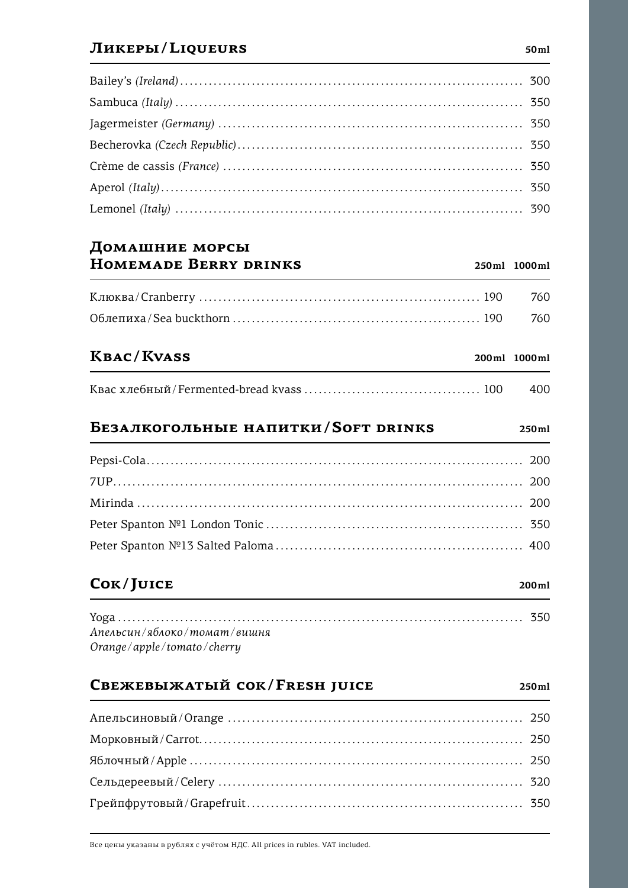## Ликеры / Liqueurs

| | 50ml |
|---|---|
| Bailey's *(Ireland)* | 300 |
| Sambuca *(Italy)* | 350 |
| Jagermeister *(Germany)* | 350 |
| Becherovka *(Czech Republic)* | 350 |
| Crème de cassis *(France)* | 350 |
| Aperol *(Italy)* | 350 |
| Lemonel *(Italy)* | 390 |

## Домашние морсы / Homemade Berry drinks

| | 250ml | 1000ml |
|---|---|---|
| Клюква / Cranberry | 190 | 760 |
| Облепиха / Sea buckthorn | 190 | 760 |

## Квас / Kvass

| | 200ml | 1000ml |
|---|---|---|
| Квас хлебный / Fermented-bread kvass | 100 | 400 |

## Безалкогольные напитки / Soft drinks

| | 250ml |
|---|---|
| Pepsi-Cola | 200 |
| 7UP | 200 |
| Mirinda | 200 |
| Peter Spanton №1 London Tonic | 350 |
| Peter Spanton №13 Salted Paloma | 400 |

## Сок / Juice

| | 200ml |
|---|---|
| Yoga<br>*Апельсин / яблоко / томат / вишня*<br>*Orange / apple / tomato / cherry* | 350 |

## Свежевыжатый сок / Fresh juice

| | 250ml |
|---|---|
| Апельсиновый / Orange | 250 |
| Морковный / Carrot | 250 |
| Яблочный / Apple | 250 |
| Сельдереевый / Celery | 320 |
| Грейпфрутовый / Grapefruit | 350 |

Все цены указаны в рублях с учётом НДС. All prices in rubles. VAT included.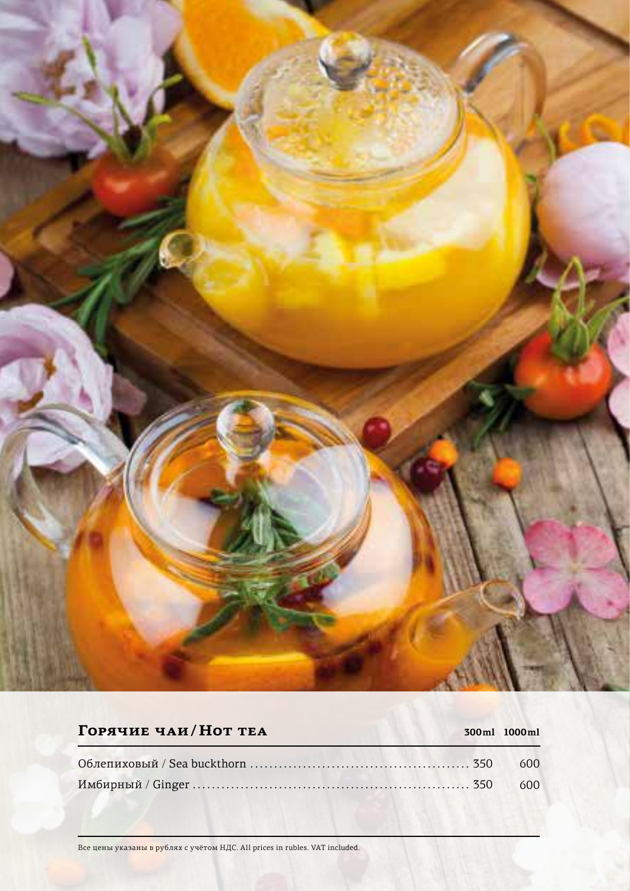## Горячие чаи / Hot tea

| | 300ml | 1000ml |
|---|---|---|
| Облепиховый / Sea buckthorn | 350 | 600 |
| Имбирный / Ginger | 350 | 600 |

Все цены указаны в рублях с учётом НДС. All prices in rubles. VAT included.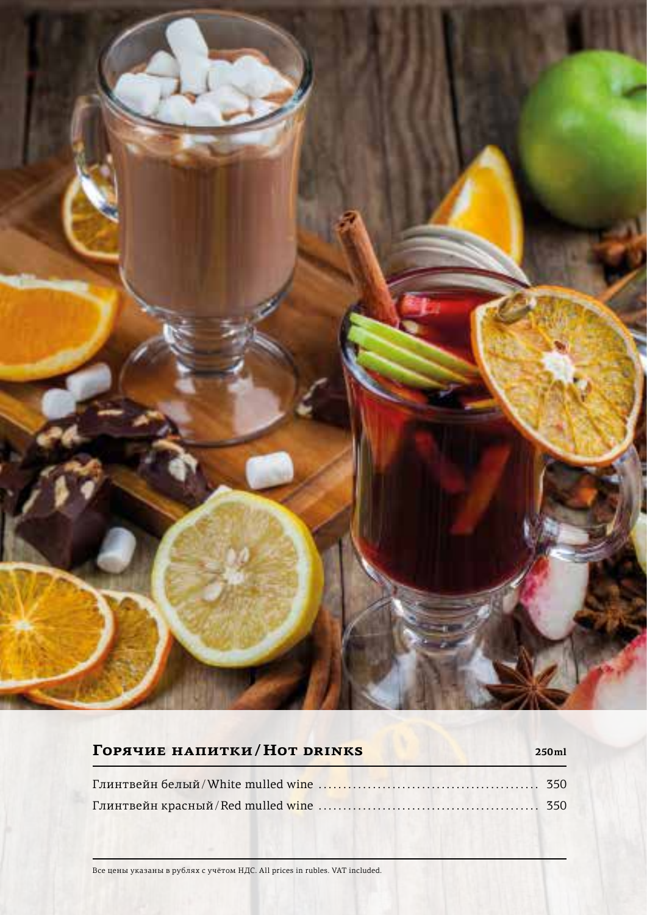## Горячие напитки / Hot drinks

| | 250ml |
|---|---|
| Глинтвейн белый / White mulled wine | 350 |
| Глинтвейн красный / Red mulled wine | 350 |

Все цены указаны в рублях с учётом НДС. All prices in rubles. VAT included.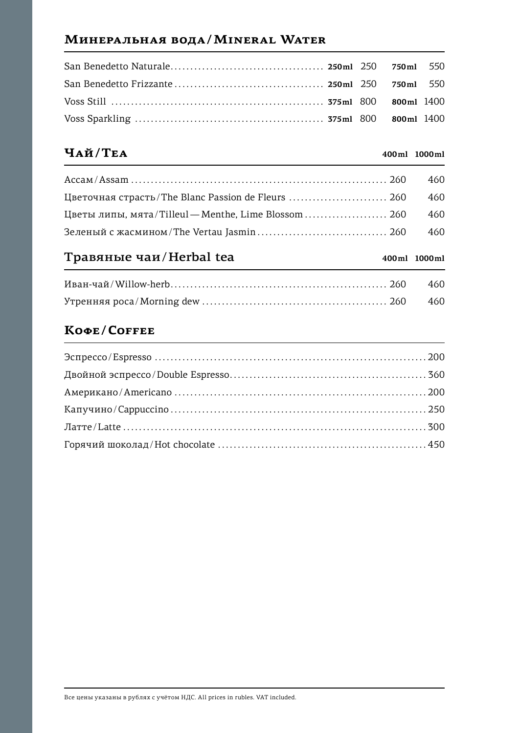## Минеральная вода / Mineral Water

| | | | | |
|---|---|---|---|---|
| San Benedetto Naturale | 250ml | 250 | 750ml | 550 |
| San Benedetto Frizzante | 250ml | 250 | 750ml | 550 |
| Voss Still | 375ml | 800 | 800ml | 1400 |
| Voss Sparkling | 375ml | 800 | 800ml | 1400 |

## Чай / Tea

| | 400ml | 1000ml |
|---|---|---|
| Ассам / Assam | 260 | 460 |
| Цветочная страсть / The Blanc Passion de Fleurs | 260 | 460 |
| Цветы липы, мята / Tilleul — Menthe, Lime Blossom | 260 | 460 |
| Зеленый с жасмином / The Vertau Jasmin | 260 | 460 |

## Травяные чаи / Herbal tea

| | 400ml | 1000ml |
|---|---|---|
| Иван-чай / Willow-herb | 260 | 460 |
| Утренняя роса / Morning dew | 260 | 460 |

## Кофе / Coffee

| | |
|---|---|
| Эспрессо / Espresso | 200 |
| Двойной эспрессо / Double Espresso | 360 |
| Американо / Americano | 200 |
| Капучино / Cappuccino | 250 |
| Латте / Latte | 300 |
| Горячий шоколад / Hot chocolate | 450 |

Все цены указаны в рублях с учётом НДС. All prices in rubles. VAT included.